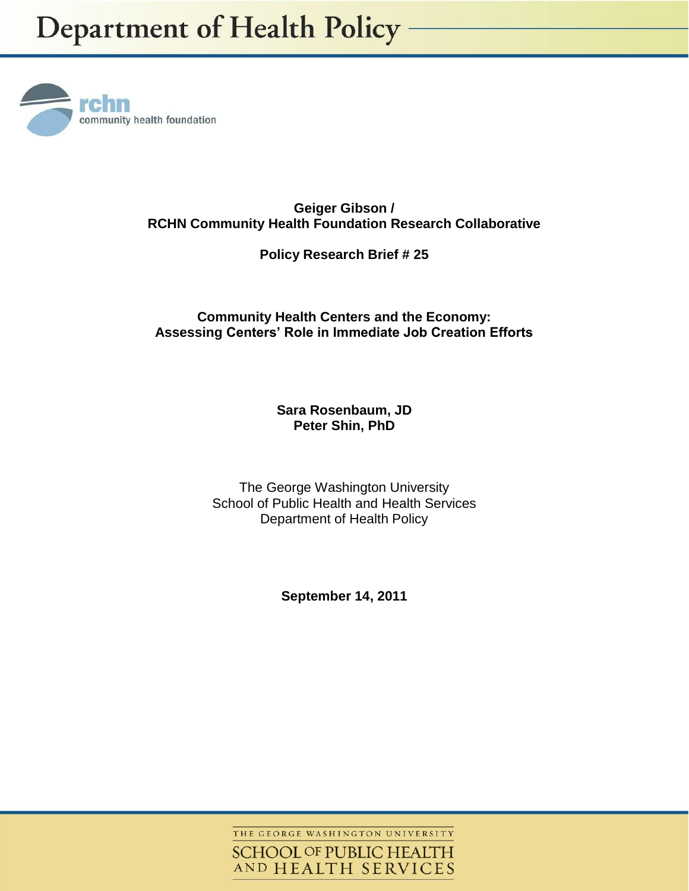# Department of Health Policy

rchn community health foundation

**Geiger Gibson /**
**RCHN Community Health Foundation Research Collaborative**

**Policy Research Brief # 25**

## Community Health Centers and the Economy: Assessing Centers' Role in Immediate Job Creation Efforts

**Sara Rosenbaum, JD**
**Peter Shin, PhD**

The George Washington University
School of Public Health and Health Services
Department of Health Policy

**September 14, 2011**

THE GEORGE WASHINGTON UNIVERSITY
SCHOOL OF PUBLIC HEALTH AND HEALTH SERVICES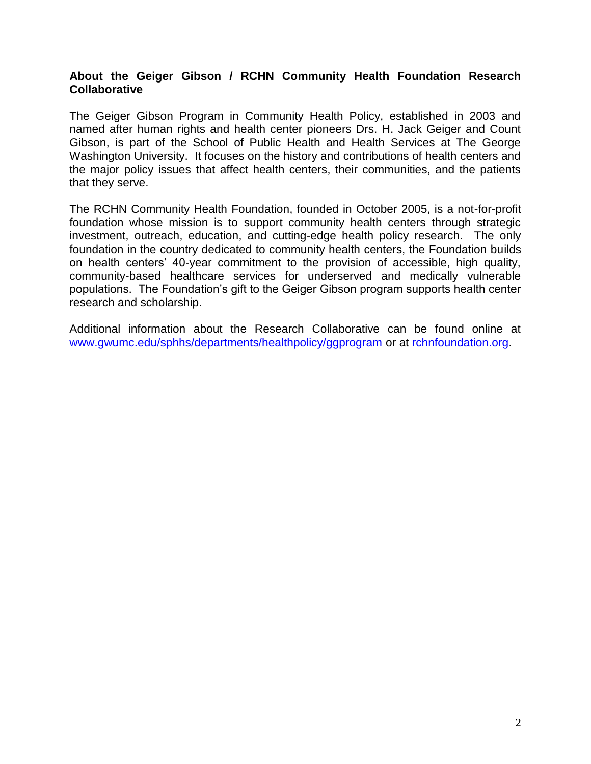## About the Geiger Gibson / RCHN Community Health Foundation Research Collaborative

The Geiger Gibson Program in Community Health Policy, established in 2003 and named after human rights and health center pioneers Drs. H. Jack Geiger and Count Gibson, is part of the School of Public Health and Health Services at The George Washington University. It focuses on the history and contributions of health centers and the major policy issues that affect health centers, their communities, and the patients that they serve.

The RCHN Community Health Foundation, founded in October 2005, is a not-for-profit foundation whose mission is to support community health centers through strategic investment, outreach, education, and cutting-edge health policy research. The only foundation in the country dedicated to community health centers, the Foundation builds on health centers' 40-year commitment to the provision of accessible, high quality, community-based healthcare services for underserved and medically vulnerable populations. The Foundation's gift to the Geiger Gibson program supports health center research and scholarship.

Additional information about the Research Collaborative can be found online at [www.gwumc.edu/sphhs/departments/healthpolicy/ggprogram](http://www.gwumc.edu/sphhs/departments/healthpolicy/ggprogram) or at [rchnfoundation.org](http://rchnfoundation.org).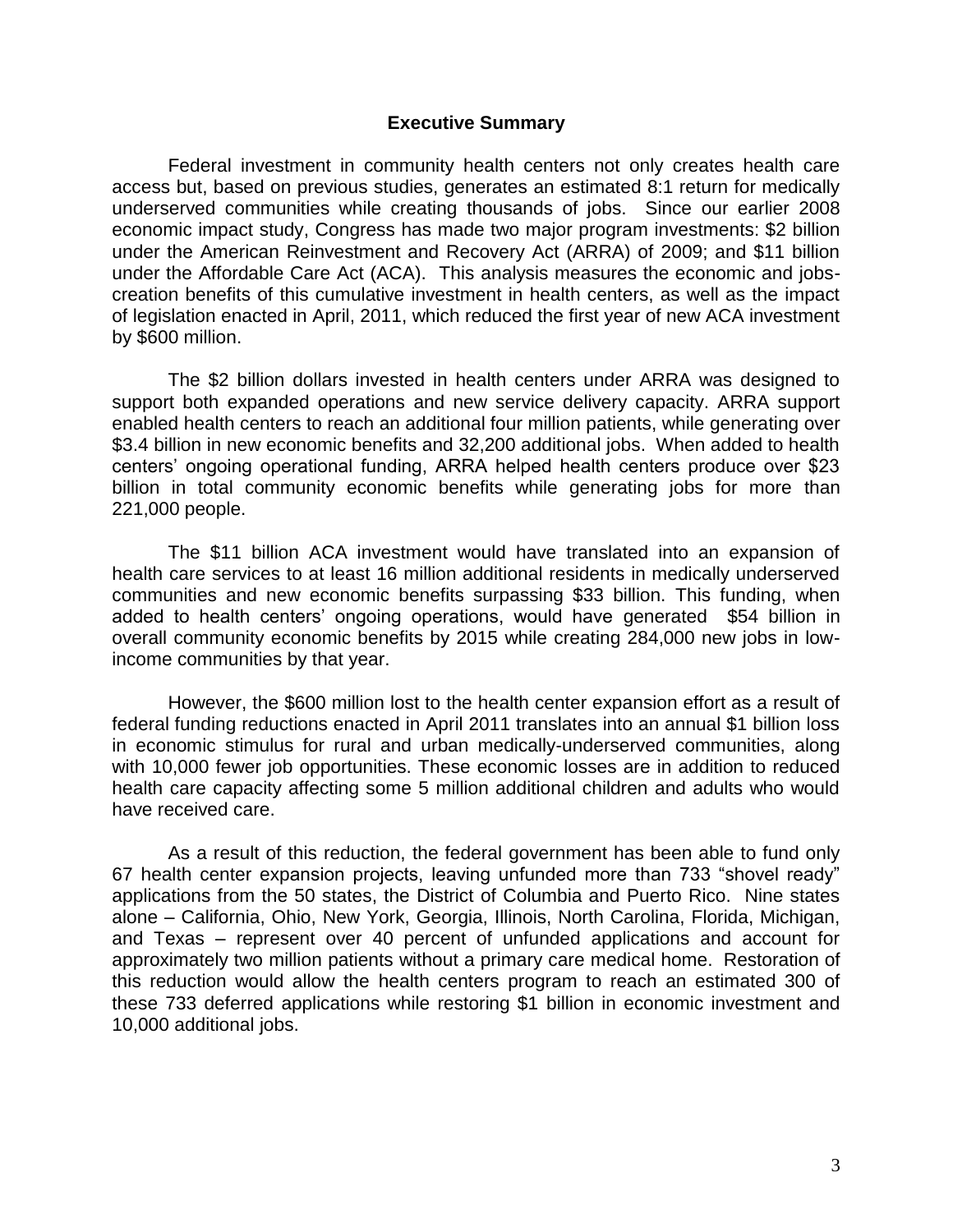## Executive Summary

Federal investment in community health centers not only creates health care access but, based on previous studies, generates an estimated 8:1 return for medically underserved communities while creating thousands of jobs. Since our earlier 2008 economic impact study, Congress has made two major program investments: $2 billion under the American Reinvestment and Recovery Act (ARRA) of 2009; and $11 billion under the Affordable Care Act (ACA). This analysis measures the economic and jobs-creation benefits of this cumulative investment in health centers, as well as the impact of legislation enacted in April, 2011, which reduced the first year of new ACA investment by $600 million.

The $2 billion dollars invested in health centers under ARRA was designed to support both expanded operations and new service delivery capacity. ARRA support enabled health centers to reach an additional four million patients, while generating over $3.4 billion in new economic benefits and 32,200 additional jobs. When added to health centers' ongoing operational funding, ARRA helped health centers produce over $23 billion in total community economic benefits while generating jobs for more than 221,000 people.

The $11 billion ACA investment would have translated into an expansion of health care services to at least 16 million additional residents in medically underserved communities and new economic benefits surpassing $33 billion. This funding, when added to health centers' ongoing operations, would have generated $54 billion in overall community economic benefits by 2015 while creating 284,000 new jobs in low-income communities by that year.

However, the $600 million lost to the health center expansion effort as a result of federal funding reductions enacted in April 2011 translates into an annual $1 billion loss in economic stimulus for rural and urban medically-underserved communities, along with 10,000 fewer job opportunities. These economic losses are in addition to reduced health care capacity affecting some 5 million additional children and adults who would have received care.

As a result of this reduction, the federal government has been able to fund only 67 health center expansion projects, leaving unfunded more than 733 "shovel ready" applications from the 50 states, the District of Columbia and Puerto Rico. Nine states alone – California, Ohio, New York, Georgia, Illinois, North Carolina, Florida, Michigan, and Texas – represent over 40 percent of unfunded applications and account for approximately two million patients without a primary care medical home. Restoration of this reduction would allow the health centers program to reach an estimated 300 of these 733 deferred applications while restoring $1 billion in economic investment and 10,000 additional jobs.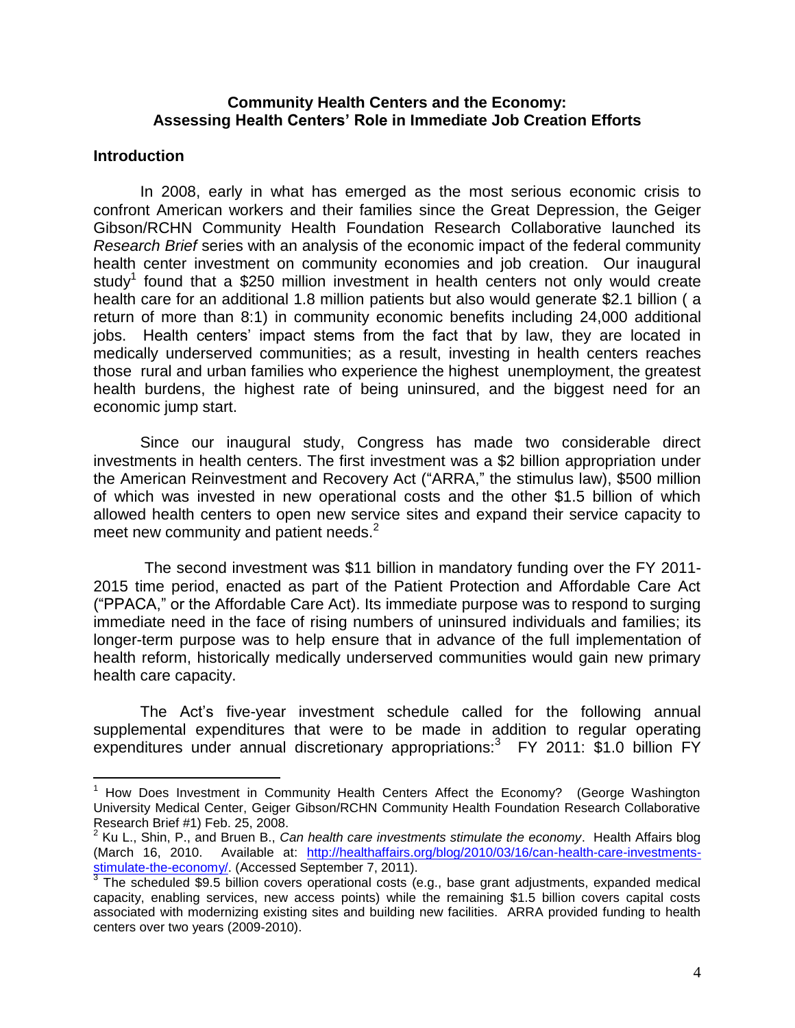**Community Health Centers and the Economy: Assessing Health Centers' Role in Immediate Job Creation Efforts**

## Introduction

In 2008, early in what has emerged as the most serious economic crisis to confront American workers and their families since the Great Depression, the Geiger Gibson/RCHN Community Health Foundation Research Collaborative launched its *Research Brief* series with an analysis of the economic impact of the federal community health center investment on community economies and job creation. Our inaugural study[1] found that a $250 million investment in health centers not only would create health care for an additional 1.8 million patients but also would generate $2.1 billion ( a return of more than 8:1) in community economic benefits including 24,000 additional jobs. Health centers' impact stems from the fact that by law, they are located in medically underserved communities; as a result, investing in health centers reaches those rural and urban families who experience the highest unemployment, the greatest health burdens, the highest rate of being uninsured, and the biggest need for an economic jump start.

Since our inaugural study, Congress has made two considerable direct investments in health centers. The first investment was a $2 billion appropriation under the American Reinvestment and Recovery Act ("ARRA," the stimulus law), $500 million of which was invested in new operational costs and the other $1.5 billion of which allowed health centers to open new service sites and expand their service capacity to meet new community and patient needs.[2]

The second investment was $11 billion in mandatory funding over the FY 2011-2015 time period, enacted as part of the Patient Protection and Affordable Care Act ("PPACA," or the Affordable Care Act). Its immediate purpose was to respond to surging immediate need in the face of rising numbers of uninsured individuals and families; its longer-term purpose was to help ensure that in advance of the full implementation of health reform, historically medically underserved communities would gain new primary health care capacity.

The Act's five-year investment schedule called for the following annual supplemental expenditures that were to be made in addition to regular operating expenditures under annual discretionary appropriations:[3] FY 2011: $1.0 billion FY

---

[1] How Does Investment in Community Health Centers Affect the Economy? (George Washington University Medical Center, Geiger Gibson/RCHN Community Health Foundation Research Collaborative Research Brief #1) Feb. 25, 2008.

[2] Ku L., Shin, P., and Bruen B., *Can health care investments stimulate the economy*. Health Affairs blog (March 16, 2010. Available at: http://healthaffairs.org/blog/2010/03/16/can-health-care-investments-stimulate-the-economy/. (Accessed September 7, 2011).

[3] The scheduled $9.5 billion covers operational costs (e.g., base grant adjustments, expanded medical capacity, enabling services, new access points) while the remaining $1.5 billion covers capital costs associated with modernizing existing sites and building new facilities. ARRA provided funding to health centers over two years (2009-2010).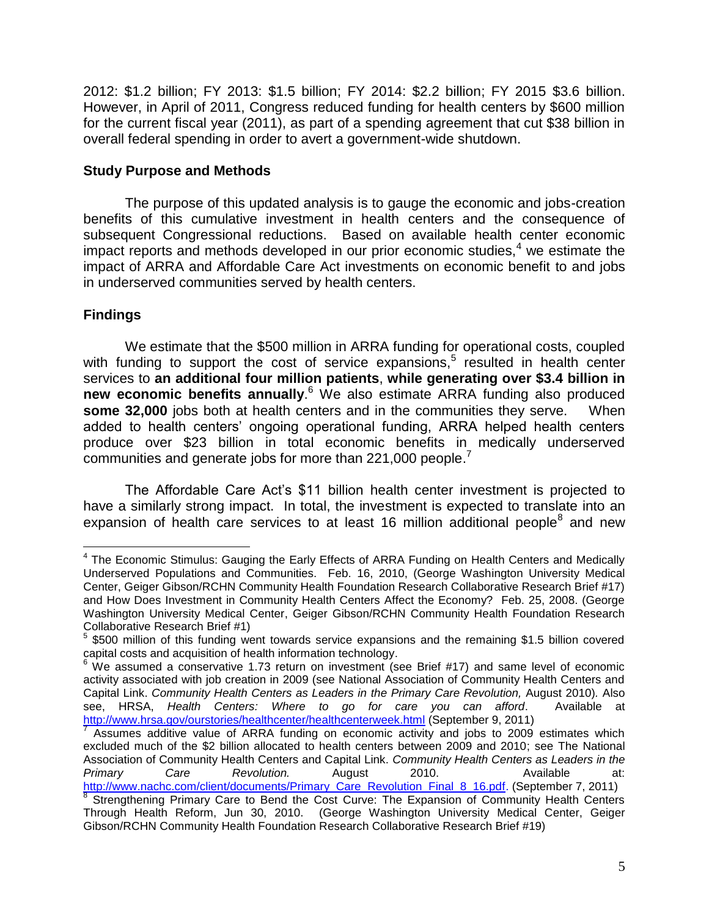2012: $1.2 billion; FY 2013: $1.5 billion; FY 2014: $2.2 billion; FY 2015 $3.6 billion. However, in April of 2011, Congress reduced funding for health centers by $600 million for the current fiscal year (2011), as part of a spending agreement that cut $38 billion in overall federal spending in order to avert a government-wide shutdown.

### Study Purpose and Methods

The purpose of this updated analysis is to gauge the economic and jobs-creation benefits of this cumulative investment in health centers and the consequence of subsequent Congressional reductions. Based on available health center economic impact reports and methods developed in our prior economic studies,[4] we estimate the impact of ARRA and Affordable Care Act investments on economic benefit to and jobs in underserved communities served by health centers.

### Findings

We estimate that the $500 million in ARRA funding for operational costs, coupled with funding to support the cost of service expansions,[5] resulted in health center services to **an additional four million patients**, **while generating over $3.4 billion in new economic benefits annually**.[6] We also estimate ARRA funding also produced **some 32,000** jobs both at health centers and in the communities they serve. When added to health centers' ongoing operational funding, ARRA helped health centers produce over $23 billion in total economic benefits in medically underserved communities and generate jobs for more than 221,000 people.[7]

The Affordable Care Act's $11 billion health center investment is projected to have a similarly strong impact. In total, the investment is expected to translate into an expansion of health care services to at least 16 million additional people[8] and new

---

[4] The Economic Stimulus: Gauging the Early Effects of ARRA Funding on Health Centers and Medically Underserved Populations and Communities. Feb. 16, 2010, (George Washington University Medical Center, Geiger Gibson/RCHN Community Health Foundation Research Collaborative Research Brief #17) and How Does Investment in Community Health Centers Affect the Economy? Feb. 25, 2008. (George Washington University Medical Center, Geiger Gibson/RCHN Community Health Foundation Research Collaborative Research Brief #1)

[5] $500 million of this funding went towards service expansions and the remaining $1.5 billion covered capital costs and acquisition of health information technology.

[6] We assumed a conservative 1.73 return on investment (see Brief #17) and same level of economic activity associated with job creation in 2009 (see National Association of Community Health Centers and Capital Link. *Community Health Centers as Leaders in the Primary Care Revolution,* August 2010). Also see, HRSA, *Health Centers: Where to go for care you can afford*. Available at http://www.hrsa.gov/ourstories/healthcenter/healthcenterweek.html (September 9, 2011)

[7] Assumes additive value of ARRA funding on economic activity and jobs to 2009 estimates which excluded much of the $2 billion allocated to health centers between 2009 and 2010; see The National Association of Community Health Centers and Capital Link. *Community Health Centers as Leaders in the Primary Care Revolution.* August 2010. Available at: http://www.nachc.com/client/documents/Primary_Care_Revolution_Final_8_16.pdf. (September 7, 2011)

[8] Strengthening Primary Care to Bend the Cost Curve: The Expansion of Community Health Centers Through Health Reform, Jun 30, 2010. (George Washington University Medical Center, Geiger Gibson/RCHN Community Health Foundation Research Collaborative Research Brief #19)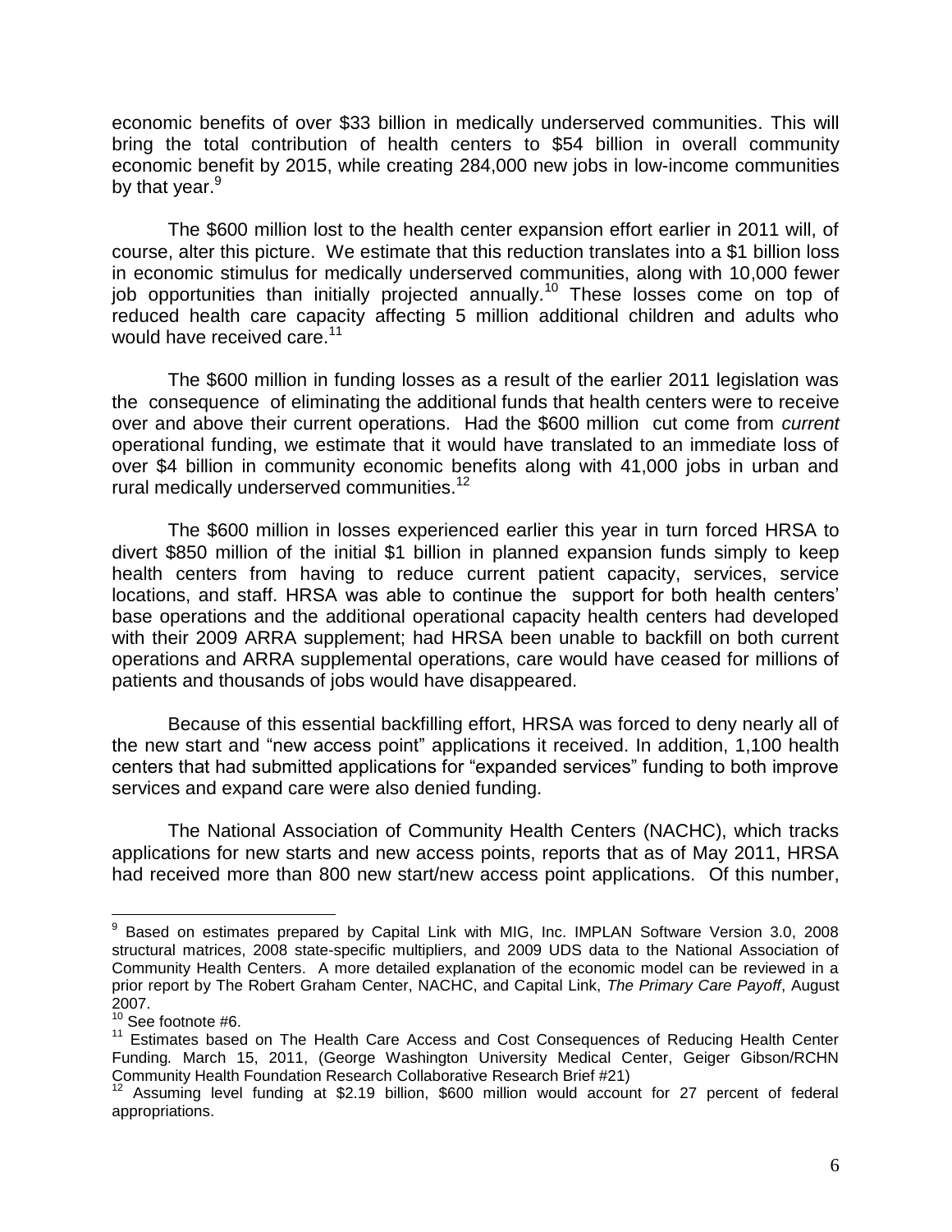economic benefits of over $33 billion in medically underserved communities. This will bring the total contribution of health centers to $54 billion in overall community economic benefit by 2015, while creating 284,000 new jobs in low-income communities by that year.[9]

The $600 million lost to the health center expansion effort earlier in 2011 will, of course, alter this picture. We estimate that this reduction translates into a $1 billion loss in economic stimulus for medically underserved communities, along with 10,000 fewer job opportunities than initially projected annually.[10] These losses come on top of reduced health care capacity affecting 5 million additional children and adults who would have received care.[11]

The $600 million in funding losses as a result of the earlier 2011 legislation was the consequence of eliminating the additional funds that health centers were to receive over and above their current operations. Had the $600 million cut come from *current* operational funding, we estimate that it would have translated to an immediate loss of over $4 billion in community economic benefits along with 41,000 jobs in urban and rural medically underserved communities.[12]

The $600 million in losses experienced earlier this year in turn forced HRSA to divert $850 million of the initial $1 billion in planned expansion funds simply to keep health centers from having to reduce current patient capacity, services, service locations, and staff. HRSA was able to continue the support for both health centers' base operations and the additional operational capacity health centers had developed with their 2009 ARRA supplement; had HRSA been unable to backfill on both current operations and ARRA supplemental operations, care would have ceased for millions of patients and thousands of jobs would have disappeared.

Because of this essential backfilling effort, HRSA was forced to deny nearly all of the new start and "new access point" applications it received. In addition, 1,100 health centers that had submitted applications for "expanded services" funding to both improve services and expand care were also denied funding.

The National Association of Community Health Centers (NACHC), which tracks applications for new starts and new access points, reports that as of May 2011, HRSA had received more than 800 new start/new access point applications. Of this number,

---

[9] Based on estimates prepared by Capital Link with MIG, Inc. IMPLAN Software Version 3.0, 2008 structural matrices, 2008 state-specific multipliers, and 2009 UDS data to the National Association of Community Health Centers. A more detailed explanation of the economic model can be reviewed in a prior report by The Robert Graham Center, NACHC, and Capital Link, *The Primary Care Payoff*, August 2007.

[10] See footnote #6.

[11] Estimates based on The Health Care Access and Cost Consequences of Reducing Health Center Funding*.* March 15, 2011, (George Washington University Medical Center, Geiger Gibson/RCHN Community Health Foundation Research Collaborative Research Brief #21)

[12] Assuming level funding at $2.19 billion, $600 million would account for 27 percent of federal appropriations.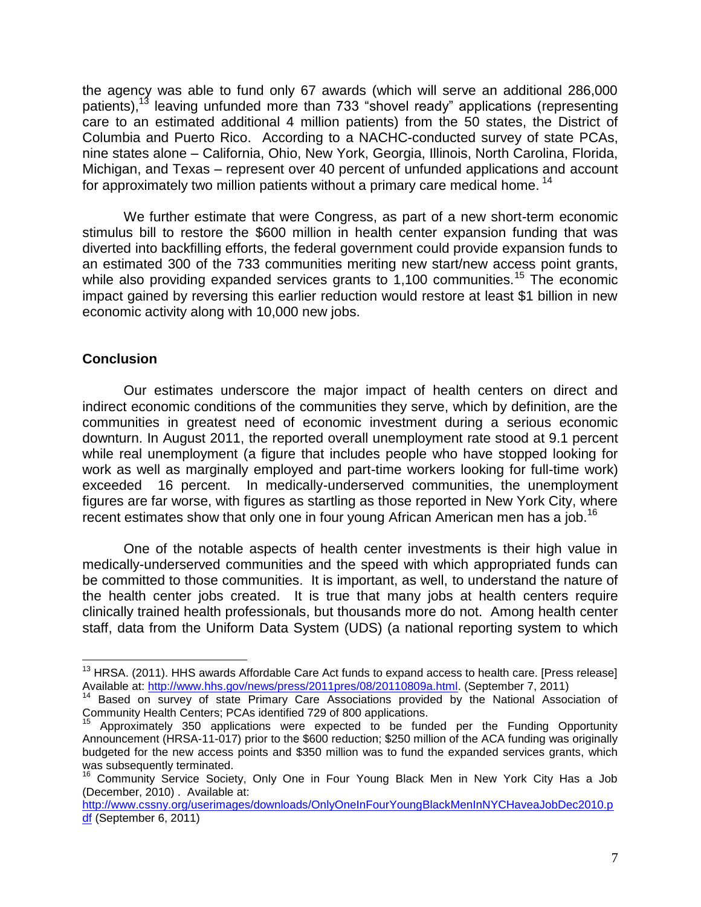the agency was able to fund only 67 awards (which will serve an additional 286,000 patients),[13] leaving unfunded more than 733 "shovel ready" applications (representing care to an estimated additional 4 million patients) from the 50 states, the District of Columbia and Puerto Rico. According to a NACHC-conducted survey of state PCAs, nine states alone – California, Ohio, New York, Georgia, Illinois, North Carolina, Florida, Michigan, and Texas – represent over 40 percent of unfunded applications and account for approximately two million patients without a primary care medical home.[14]

We further estimate that were Congress, as part of a new short-term economic stimulus bill to restore the $600 million in health center expansion funding that was diverted into backfilling efforts, the federal government could provide expansion funds to an estimated 300 of the 733 communities meriting new start/new access point grants, while also providing expanded services grants to 1,100 communities.[15] The economic impact gained by reversing this earlier reduction would restore at least $1 billion in new economic activity along with 10,000 new jobs.

## Conclusion

Our estimates underscore the major impact of health centers on direct and indirect economic conditions of the communities they serve, which by definition, are the communities in greatest need of economic investment during a serious economic downturn. In August 2011, the reported overall unemployment rate stood at 9.1 percent while real unemployment (a figure that includes people who have stopped looking for work as well as marginally employed and part-time workers looking for full-time work) exceeded 16 percent. In medically-underserved communities, the unemployment figures are far worse, with figures as startling as those reported in New York City, where recent estimates show that only one in four young African American men has a job.[16]

One of the notable aspects of health center investments is their high value in medically-underserved communities and the speed with which appropriated funds can be committed to those communities. It is important, as well, to understand the nature of the health center jobs created. It is true that many jobs at health centers require clinically trained health professionals, but thousands more do not. Among health center staff, data from the Uniform Data System (UDS) (a national reporting system to which

---

[13] HRSA. (2011). HHS awards Affordable Care Act funds to expand access to health care. [Press release] Available at: http://www.hhs.gov/news/press/2011pres/08/20110809a.html. (September 7, 2011)

[14] Based on survey of state Primary Care Associations provided by the National Association of Community Health Centers; PCAs identified 729 of 800 applications.

[15] Approximately 350 applications were expected to be funded per the Funding Opportunity Announcement (HRSA-11-017) prior to the $600 reduction; $250 million of the ACA funding was originally budgeted for the new access points and $350 million was to fund the expanded services grants, which was subsequently terminated.

[16] Community Service Society, Only One in Four Young Black Men in New York City Has a Job (December, 2010) . Available at: http://www.cssny.org/userimages/downloads/OnlyOneInFourYoungBlackMenInNYCHaveaJobDec2010.pdf (September 6, 2011)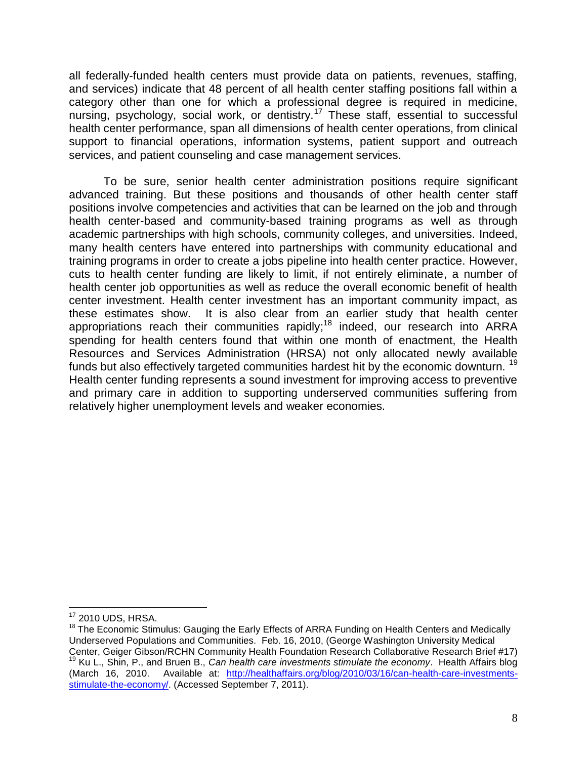all federally-funded health centers must provide data on patients, revenues, staffing, and services) indicate that 48 percent of all health center staffing positions fall within a category other than one for which a professional degree is required in medicine, nursing, psychology, social work, or dentistry.[17] These staff, essential to successful health center performance, span all dimensions of health center operations, from clinical support to financial operations, information systems, patient support and outreach services, and patient counseling and case management services.

To be sure, senior health center administration positions require significant advanced training. But these positions and thousands of other health center staff positions involve competencies and activities that can be learned on the job and through health center-based and community-based training programs as well as through academic partnerships with high schools, community colleges, and universities. Indeed, many health centers have entered into partnerships with community educational and training programs in order to create a jobs pipeline into health center practice. However, cuts to health center funding are likely to limit, if not entirely eliminate, a number of health center job opportunities as well as reduce the overall economic benefit of health center investment. Health center investment has an important community impact, as these estimates show. It is also clear from an earlier study that health center appropriations reach their communities rapidly;[18] indeed, our research into ARRA spending for health centers found that within one month of enactment, the Health Resources and Services Administration (HRSA) not only allocated newly available funds but also effectively targeted communities hardest hit by the economic downturn.[19] Health center funding represents a sound investment for improving access to preventive and primary care in addition to supporting underserved communities suffering from relatively higher unemployment levels and weaker economies.

---

[17] 2010 UDS, HRSA.

[18] The Economic Stimulus: Gauging the Early Effects of ARRA Funding on Health Centers and Medically Underserved Populations and Communities. Feb. 16, 2010, (George Washington University Medical Center, Geiger Gibson/RCHN Community Health Foundation Research Collaborative Research Brief #17)

[19] Ku L., Shin, P., and Bruen B., *Can health care investments stimulate the economy*. Health Affairs blog (March 16, 2010. Available at: http://healthaffairs.org/blog/2010/03/16/can-health-care-investments-stimulate-the-economy/. (Accessed September 7, 2011).